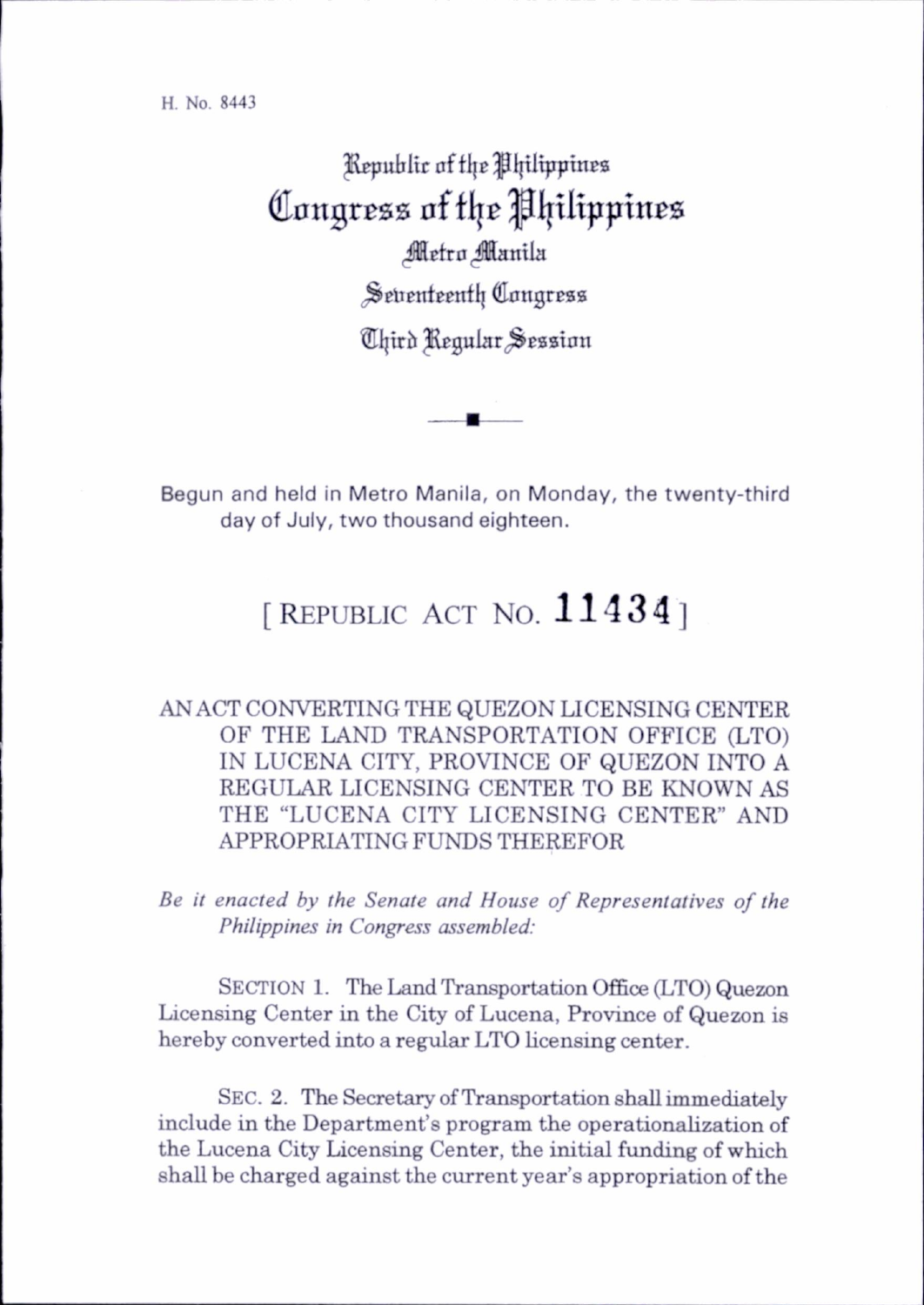H. No. 8443

Republic of the Philippines

# Congress of the Philippines

Metro Manila

Seventeenth Congress

Third Regular Session

Begun and held in Metro Manila, on Monday, the twenty-third day of July, two thousand eighteen.

## [ REPUBLIC ACT NO. 11434 ]

AN ACT CONVERTING THE QUEZON LICENSING CENTER OF THE LAND TRANSPORTATION OFFICE (LTO) IN LUCENA CITY, PROVINCE OF QUEZON INTO A REGULAR LICENSING CENTER TO BE KNOWN AS THE "LUCENA CITY LICENSING CENTER" AND APPROPRIATING FUNDS THEREFOR

*Be it enacted by the Senate and House of Representatives of the Philippines in Congress assembled:*

SECTION 1. The Land Transportation Office (LTO) Quezon Licensing Center in the City of Lucena, Province of Quezon is hereby converted into a regular LTO licensing center.

SEC. 2. The Secretary of Transportation shall immediately include in the Department's program the operationalization of the Lucena City Licensing Center, the initial funding of which shall be charged against the current year's appropriation of the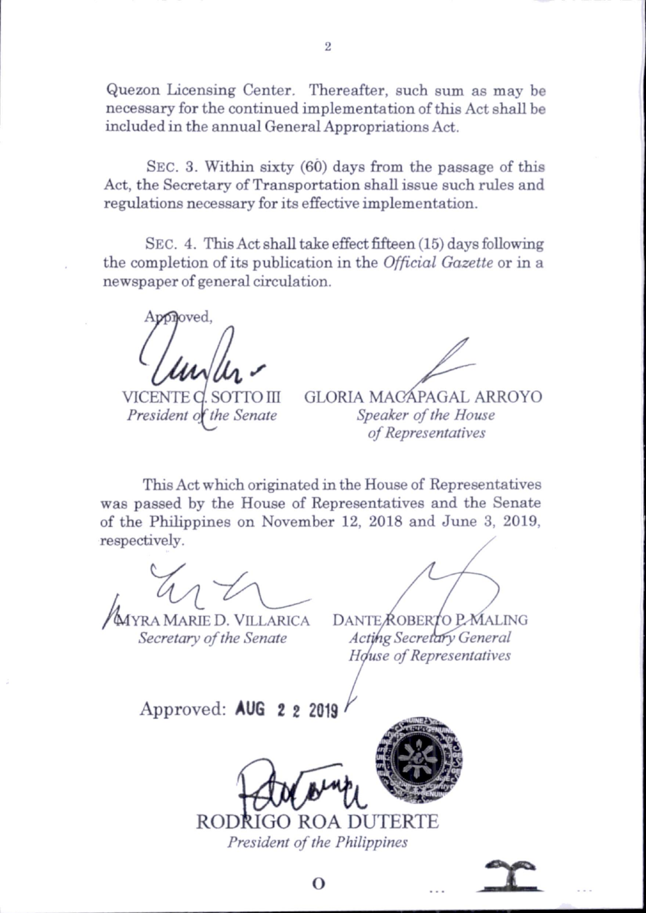Quezon Licensing Center. Thereafter, such sum as may be necessary for the continued implementation of this Act shall be included in the annual General Appropriations Act.

SEC. 3. Within sixty (60) days from the passage of this Act, the Secretary of Transportation shall issue such rules and regulations necessary for its effective implementation.

SEC. 4. This Act shall take effect fifteen (15) days following the completion of its publication in the *Official Gazette* or in a newspaper of general circulation.

Approved,

VICENTE C. SOTTO III
*President of the Senate*

GLORIA MACAPAGAL ARROYO
*Speaker of the House of Representatives*

This Act which originated in the House of Representatives was passed by the House of Representatives and the Senate of the Philippines on November 12, 2018 and June 3, 2019, respectively.

MYRA MARIE D. VILLARICA
*Secretary of the Senate*

DANTE ROBERTO P. MALING
*Acting Secretary General House of Representatives*

Approved: **AUG 2 2 2019**

RODRIGO ROA DUTERTE
*President of the Philippines*

O